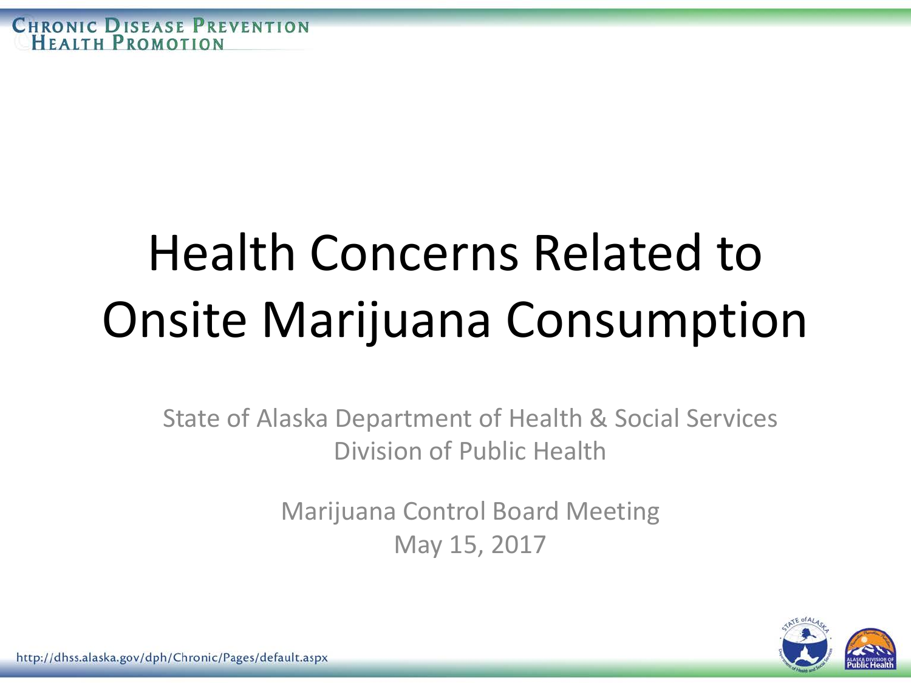# Health Concerns Related to Onsite Marijuana Consumption

State of Alaska Department of Health & Social Services
Division of Public Health

Marijuana Control Board Meeting
May 15, 2017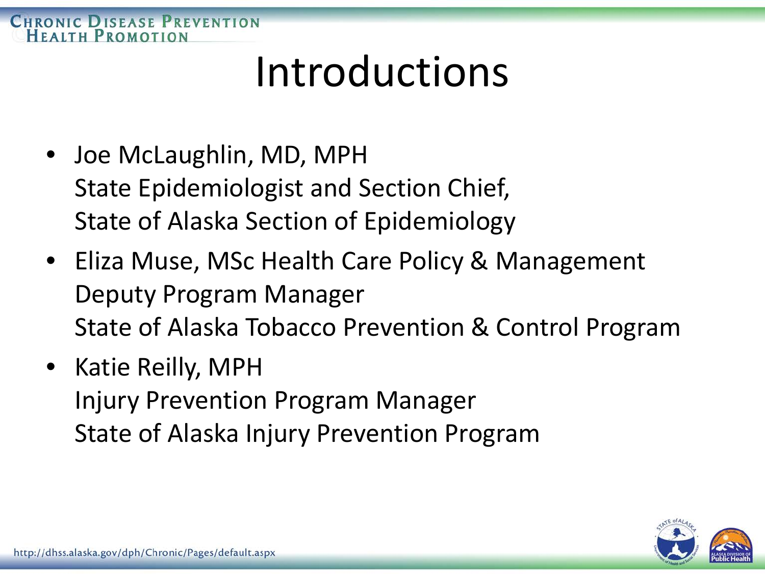# Introductions

- Joe McLaughlin, MD, MPH
  State Epidemiologist and Section Chief,
  State of Alaska Section of Epidemiology
- Eliza Muse, MSc Health Care Policy & Management
  Deputy Program Manager
  State of Alaska Tobacco Prevention & Control Program
- Katie Reilly, MPH
  Injury Prevention Program Manager
  State of Alaska Injury Prevention Program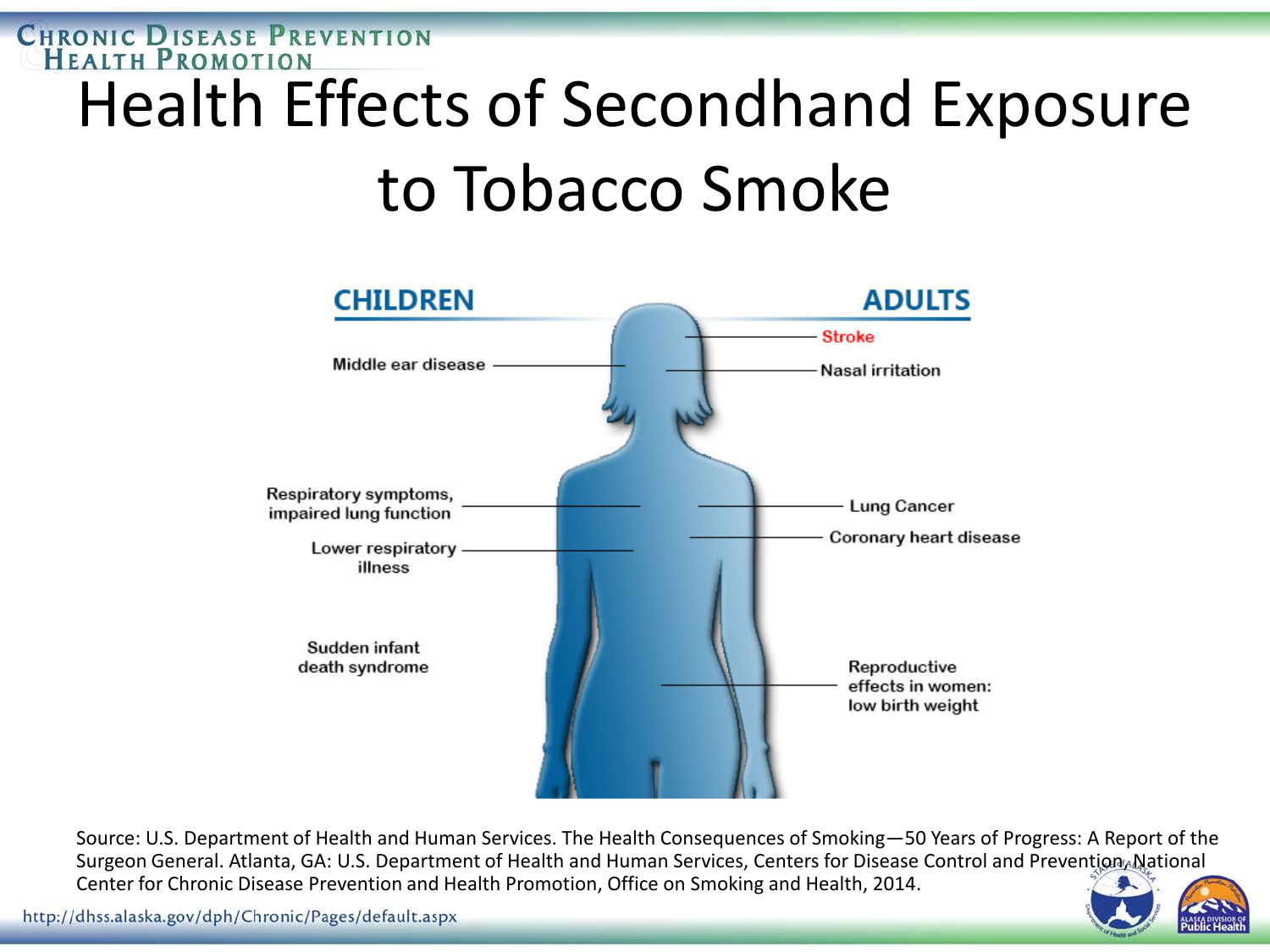# Health Effects of Secondhand Exposure to Tobacco Smoke

| CHILDREN | ADULTS |
| --- | --- |
| Middle ear disease | Stroke |
| Respiratory symptoms, impaired lung function | Nasal irritation |
| Lower respiratory illness | Lung Cancer |
| Sudden infant death syndrome | Coronary heart disease |
| | Reproductive effects in women: low birth weight |

Source: U.S. Department of Health and Human Services. The Health Consequences of Smoking—50 Years of Progress: A Report of the Surgeon General. Atlanta, GA: U.S. Department of Health and Human Services, Centers for Disease Control and Prevention, National Center for Chronic Disease Prevention and Health Promotion, Office on Smoking and Health, 2014.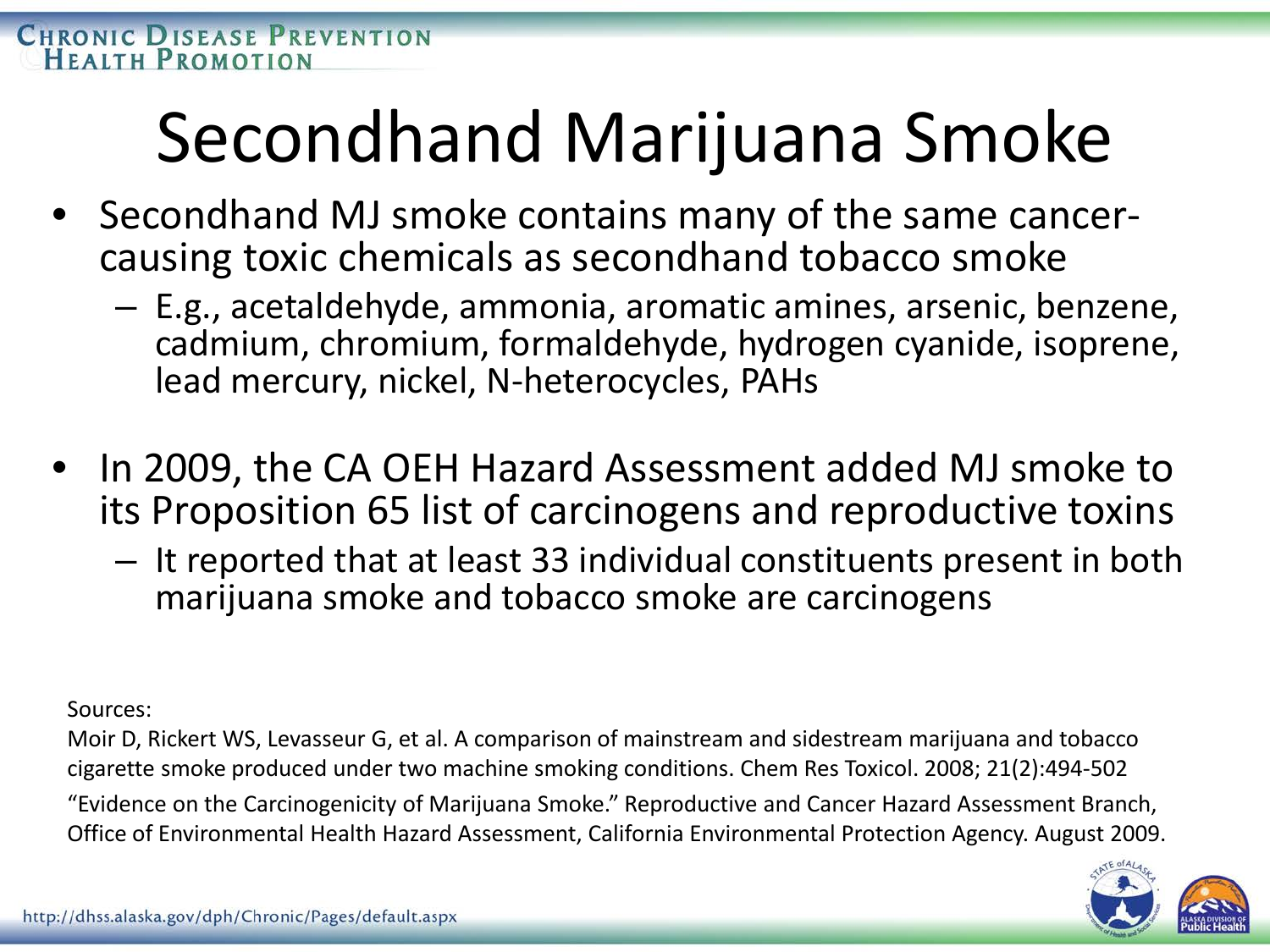# Secondhand Marijuana Smoke

- Secondhand MJ smoke contains many of the same cancer-causing toxic chemicals as secondhand tobacco smoke
  - E.g., acetaldehyde, ammonia, aromatic amines, arsenic, benzene, cadmium, chromium, formaldehyde, hydrogen cyanide, isoprene, lead mercury, nickel, N-heterocycles, PAHs
- In 2009, the CA OEH Hazard Assessment added MJ smoke to its Proposition 65 list of carcinogens and reproductive toxins
  - It reported that at least 33 individual constituents present in both marijuana smoke and tobacco smoke are carcinogens

Sources:

Moir D, Rickert WS, Levasseur G, et al. A comparison of mainstream and sidestream marijuana and tobacco cigarette smoke produced under two machine smoking conditions. Chem Res Toxicol. 2008; 21(2):494-502

"Evidence on the Carcinogenicity of Marijuana Smoke." Reproductive and Cancer Hazard Assessment Branch, Office of Environmental Health Hazard Assessment, California Environmental Protection Agency. August 2009.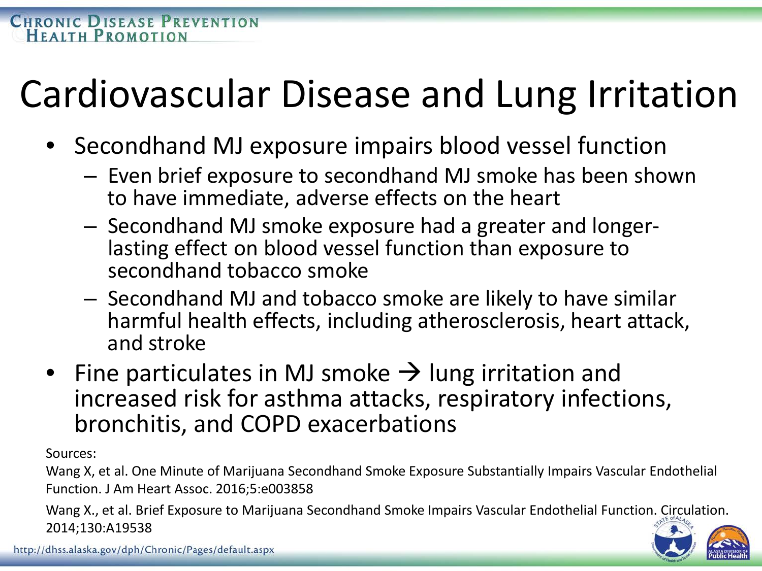# Cardiovascular Disease and Lung Irritation

- Secondhand MJ exposure impairs blood vessel function
  - Even brief exposure to secondhand MJ smoke has been shown to have immediate, adverse effects on the heart
  - Secondhand MJ smoke exposure had a greater and longer-lasting effect on blood vessel function than exposure to secondhand tobacco smoke
  - Secondhand MJ and tobacco smoke are likely to have similar harmful health effects, including atherosclerosis, heart attack, and stroke
- Fine particulates in MJ smoke → lung irritation and increased risk for asthma attacks, respiratory infections, bronchitis, and COPD exacerbations

Sources:

Wang X, et al. One Minute of Marijuana Secondhand Smoke Exposure Substantially Impairs Vascular Endothelial Function. J Am Heart Assoc. 2016;5:e003858

Wang X., et al. Brief Exposure to Marijuana Secondhand Smoke Impairs Vascular Endothelial Function. Circulation. 2014;130:A19538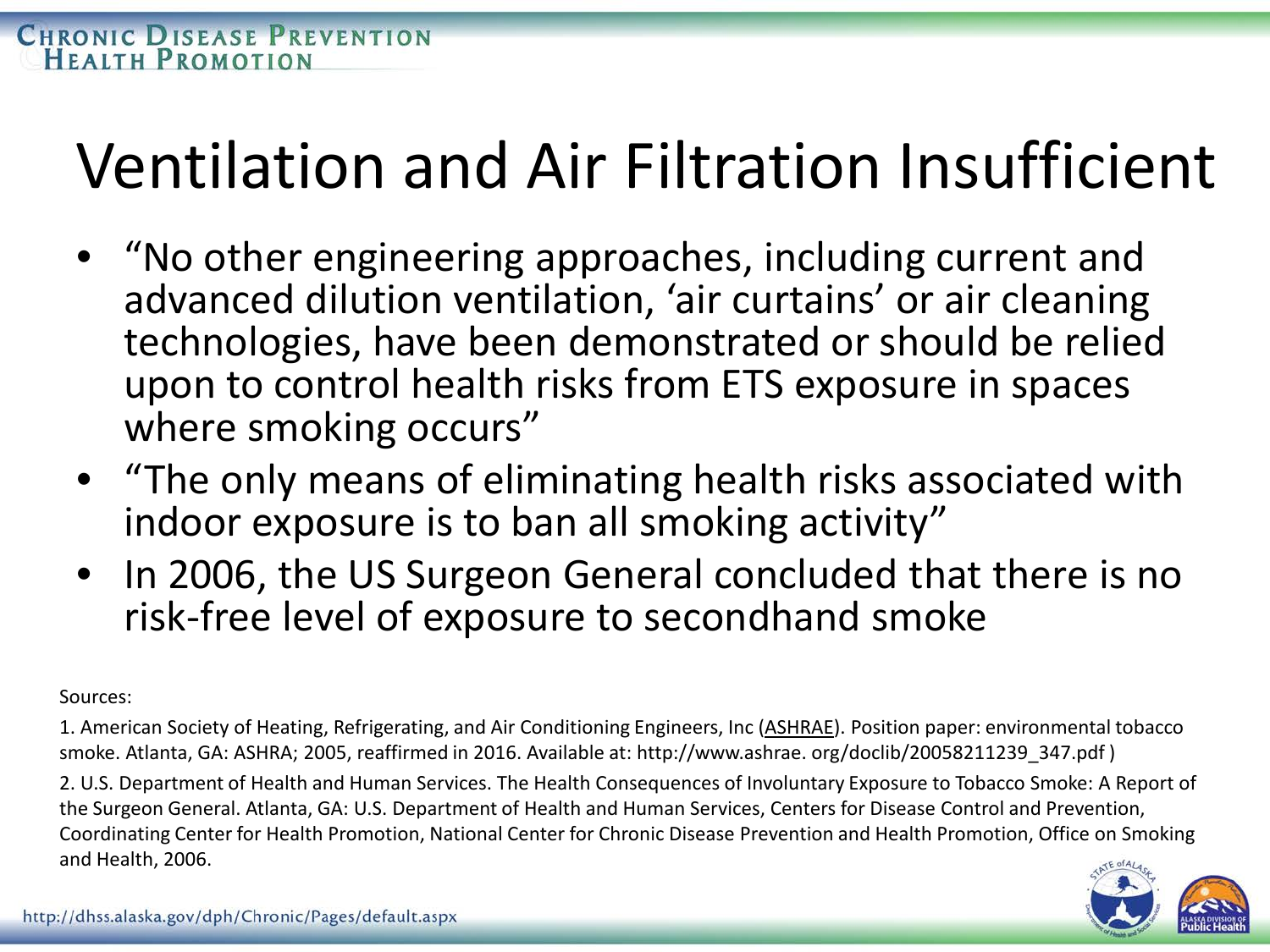# Ventilation and Air Filtration Insufficient

- "No other engineering approaches, including current and advanced dilution ventilation, 'air curtains' or air cleaning technologies, have been demonstrated or should be relied upon to control health risks from ETS exposure in spaces where smoking occurs"
- "The only means of eliminating health risks associated with indoor exposure is to ban all smoking activity"
- In 2006, the US Surgeon General concluded that there is no risk-free level of exposure to secondhand smoke

Sources:

1. American Society of Heating, Refrigerating, and Air Conditioning Engineers, Inc (ASHRAE). Position paper: environmental tobacco smoke. Atlanta, GA: ASHRA; 2005, reaffirmed in 2016. Available at: http://www.ashrae. org/doclib/20058211239_347.pdf )
2. U.S. Department of Health and Human Services. The Health Consequences of Involuntary Exposure to Tobacco Smoke: A Report of the Surgeon General. Atlanta, GA: U.S. Department of Health and Human Services, Centers for Disease Control and Prevention, Coordinating Center for Health Promotion, National Center for Chronic Disease Prevention and Health Promotion, Office on Smoking and Health, 2006.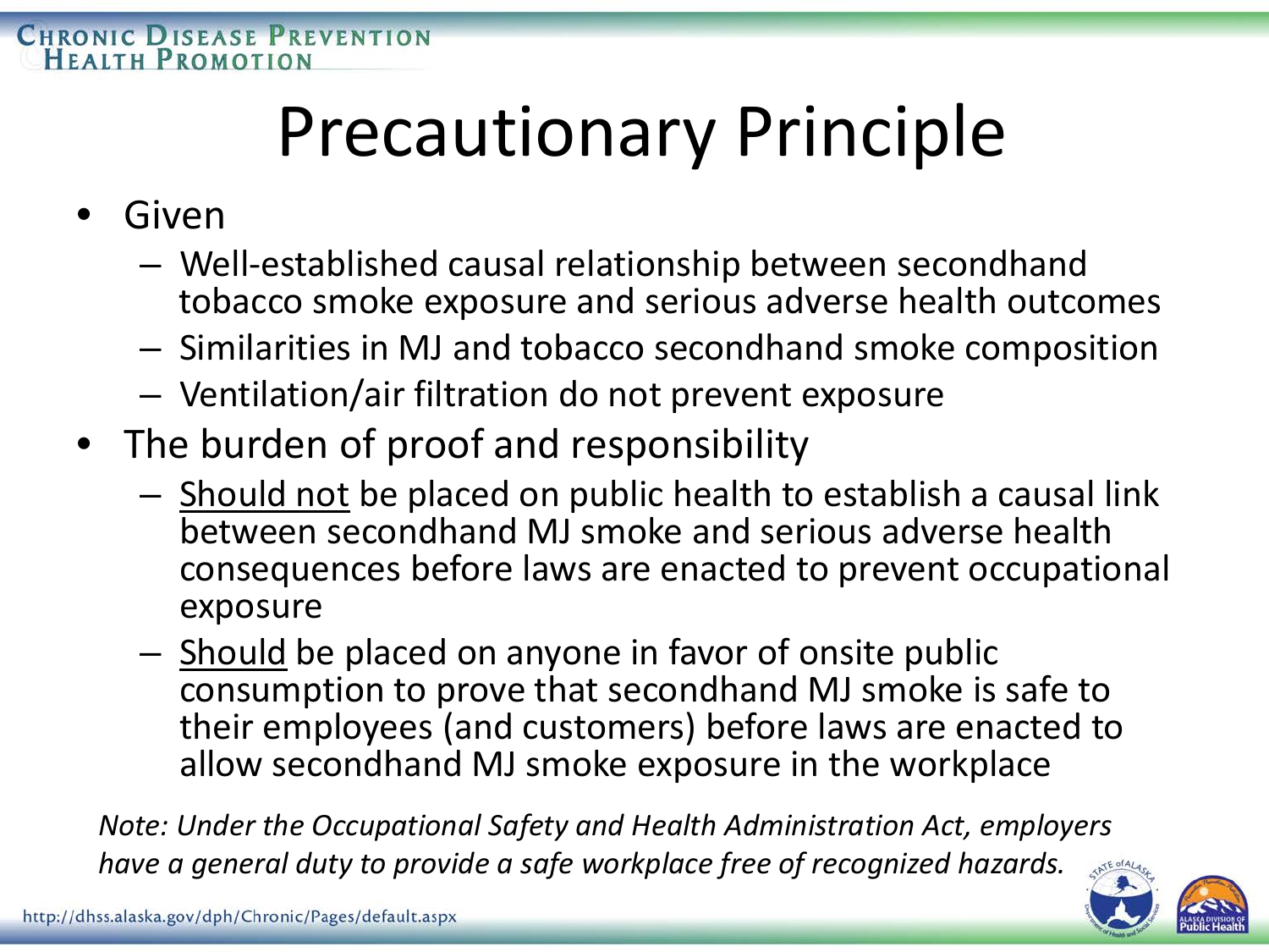# Precautionary Principle

- Given
  - Well-established causal relationship between secondhand tobacco smoke exposure and serious adverse health outcomes
  - Similarities in MJ and tobacco secondhand smoke composition
  - Ventilation/air filtration do not prevent exposure
- The burden of proof and responsibility
  - <u>Should not</u> be placed on public health to establish a causal link between secondhand MJ smoke and serious adverse health consequences before laws are enacted to prevent occupational exposure
  - <u>Should</u> be placed on anyone in favor of onsite public consumption to prove that secondhand MJ smoke is safe to their employees (and customers) before laws are enacted to allow secondhand MJ smoke exposure in the workplace

*Note: Under the Occupational Safety and Health Administration Act, employers have a general duty to provide a safe workplace free of recognized hazards.*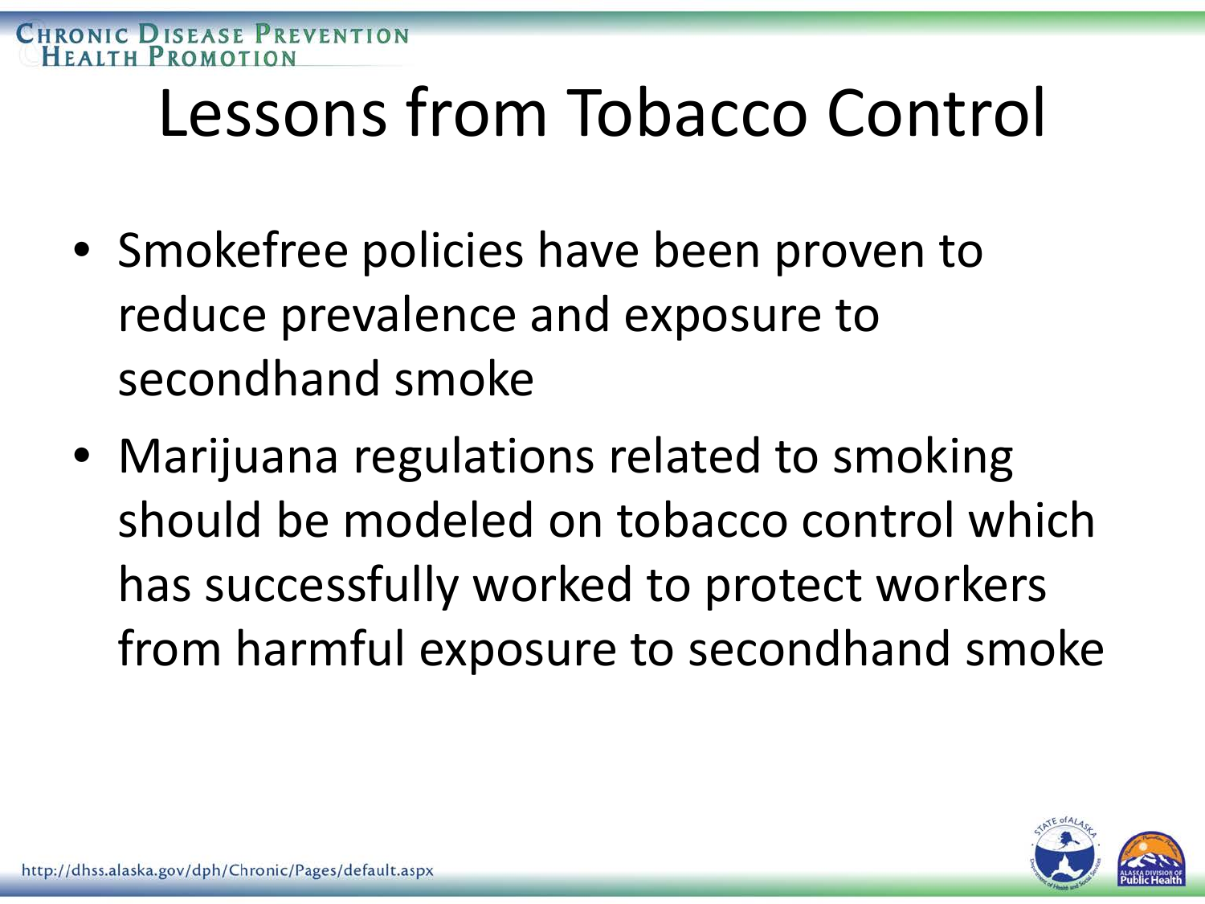# Lessons from Tobacco Control

- Smokefree policies have been proven to reduce prevalence and exposure to secondhand smoke
- Marijuana regulations related to smoking should be modeled on tobacco control which has successfully worked to protect workers from harmful exposure to secondhand smoke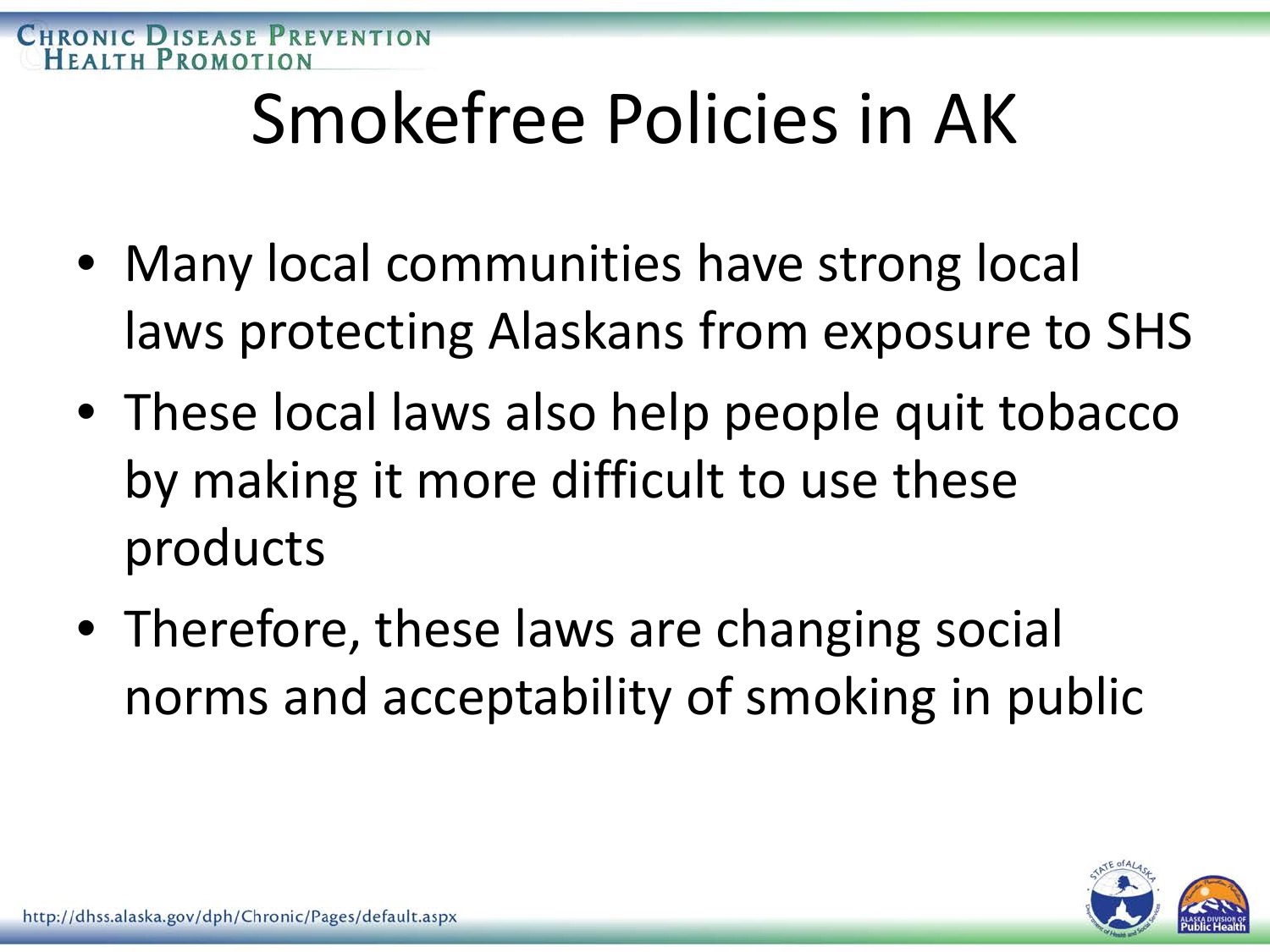# Smokefree Policies in AK

- Many local communities have strong local laws protecting Alaskans from exposure to SHS
- These local laws also help people quit tobacco by making it more difficult to use these products
- Therefore, these laws are changing social norms and acceptability of smoking in public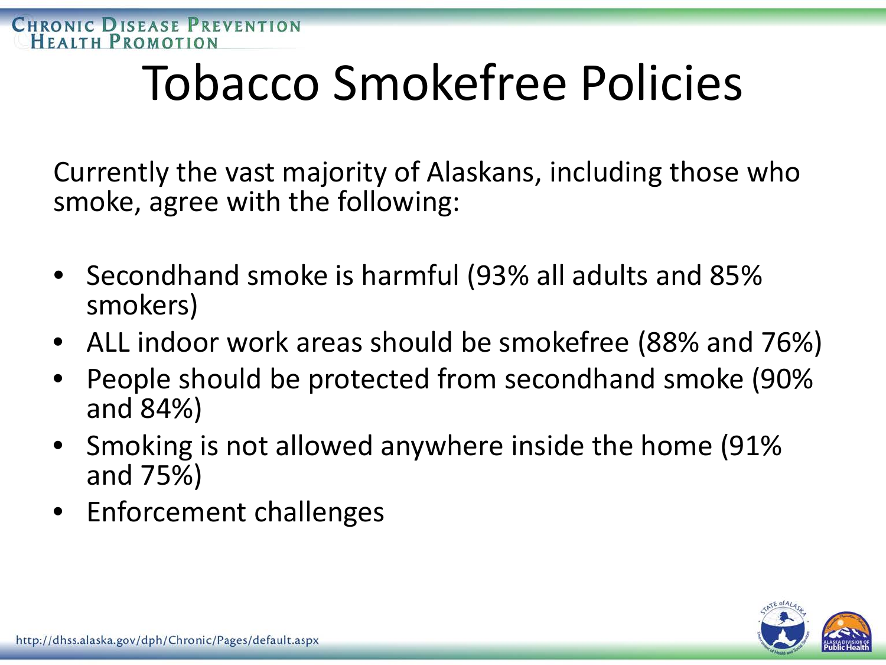# Tobacco Smokefree Policies

Currently the vast majority of Alaskans, including those who smoke, agree with the following:

- Secondhand smoke is harmful (93% all adults and 85% smokers)
- ALL indoor work areas should be smokefree (88% and 76%)
- People should be protected from secondhand smoke (90% and 84%)
- Smoking is not allowed anywhere inside the home (91% and 75%)
- Enforcement challenges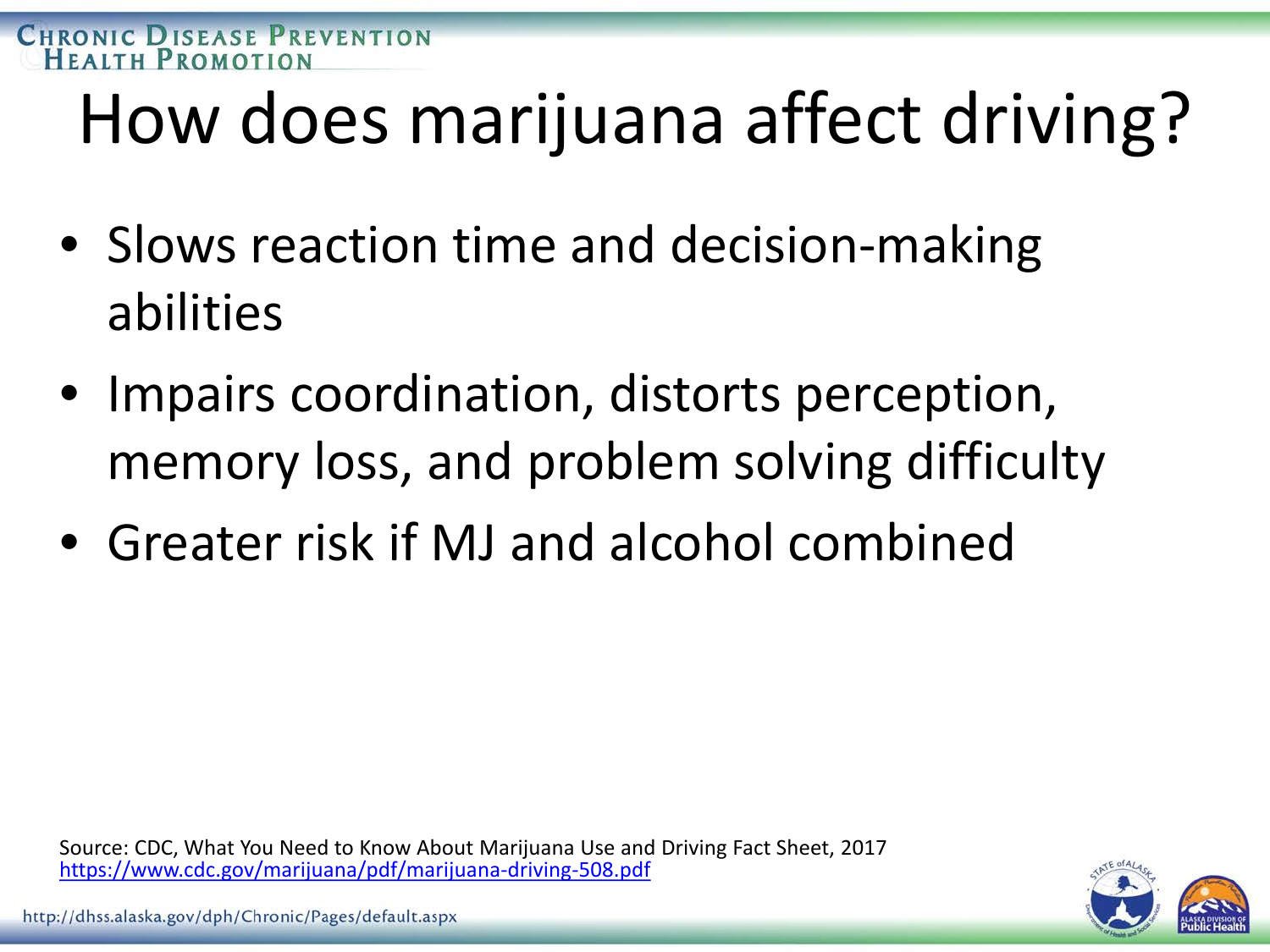# How does marijuana affect driving?

- Slows reaction time and decision-making abilities
- Impairs coordination, distorts perception, memory loss, and problem solving difficulty
- Greater risk if MJ and alcohol combined

Source: CDC, What You Need to Know About Marijuana Use and Driving Fact Sheet, 2017
https://www.cdc.gov/marijuana/pdf/marijuana-driving-508.pdf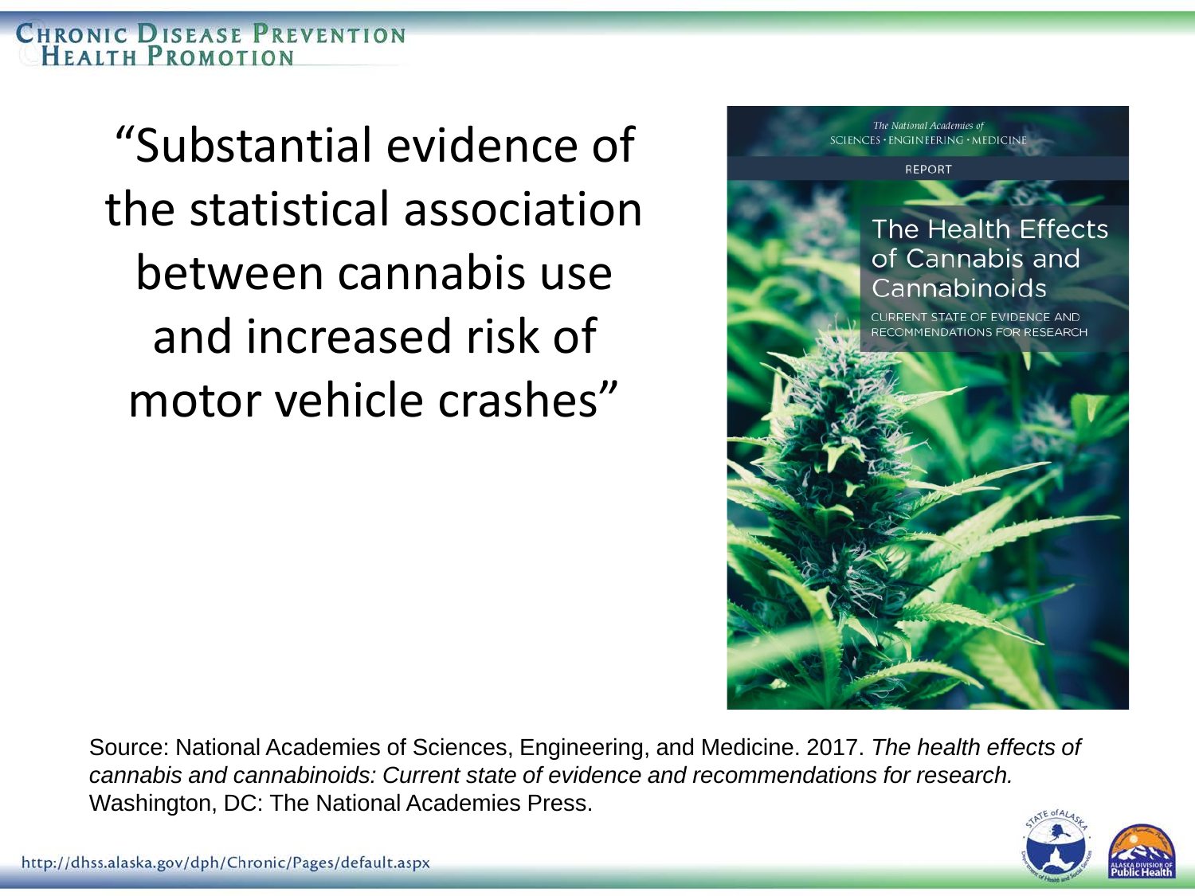"Substantial evidence of the statistical association between cannabis use and increased risk of motor vehicle crashes"

The National Academies of SCIENCES · ENGINEERING · MEDICINE

REPORT

The Health Effects of Cannabis and Cannabinoids

CURRENT STATE OF EVIDENCE AND RECOMMENDATIONS FOR RESEARCH

Source: National Academies of Sciences, Engineering, and Medicine. 2017. *The health effects of cannabis and cannabinoids: Current state of evidence and recommendations for research.* Washington, DC: The National Academies Press.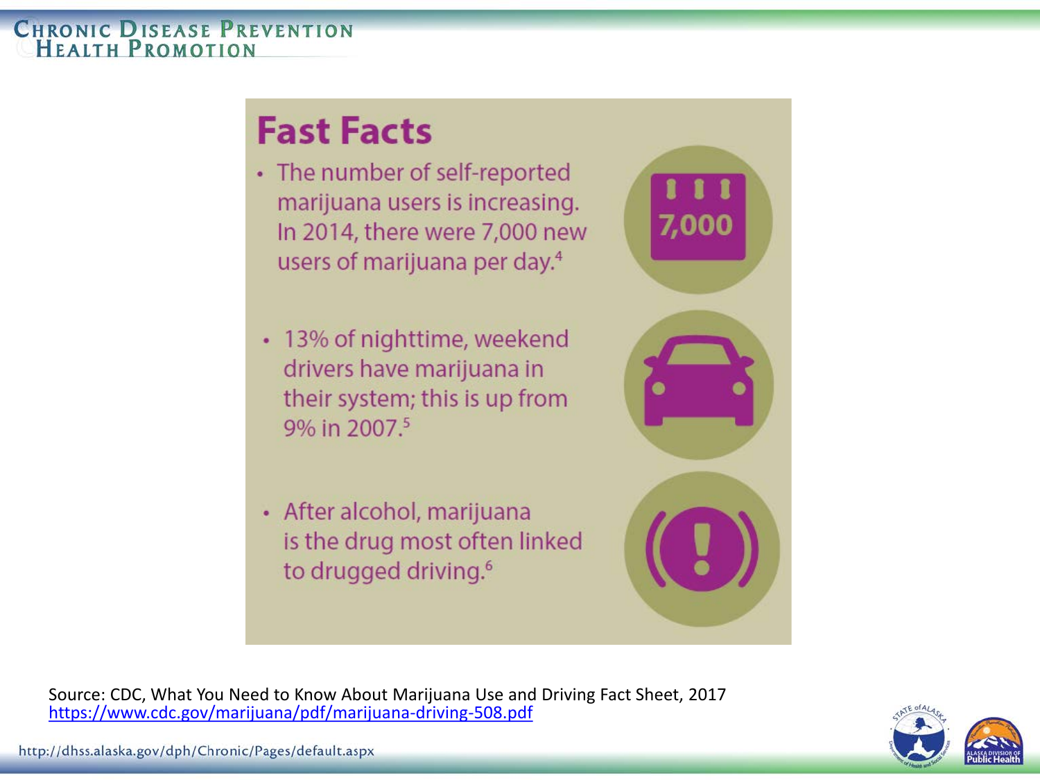# Fast Facts

- The number of self-reported marijuana users is increasing. In 2014, there were 7,000 new users of marijuana per day.[4]
- 13% of nighttime, weekend drivers have marijuana in their system; this is up from 9% in 2007.[5]
- After alcohol, marijuana is the drug most often linked to drugged driving.[6]

Source: CDC, What You Need to Know About Marijuana Use and Driving Fact Sheet, 2017
https://www.cdc.gov/marijuana/pdf/marijuana-driving-508.pdf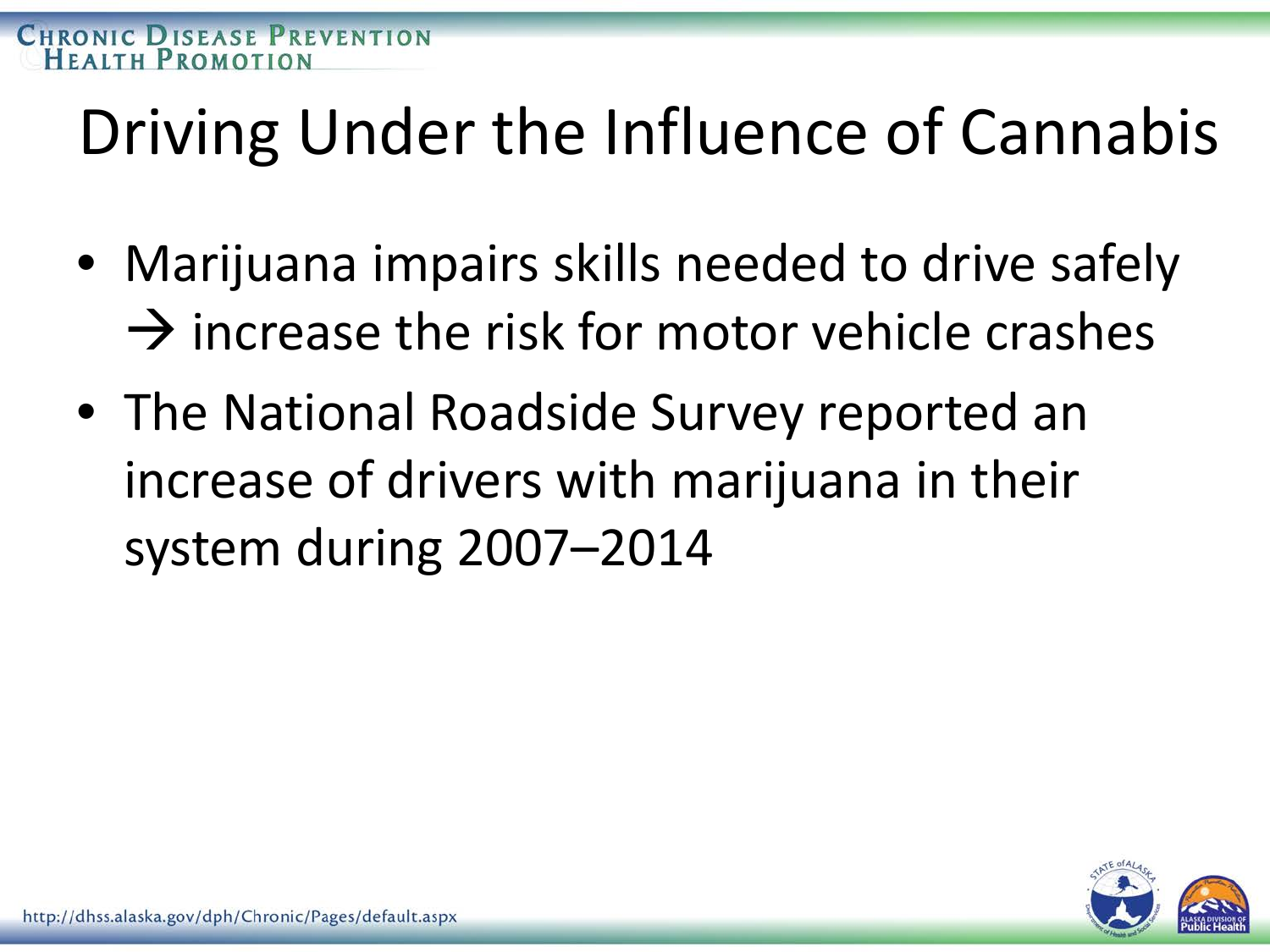# Driving Under the Influence of Cannabis

- Marijuana impairs skills needed to drive safely → increase the risk for motor vehicle crashes
- The National Roadside Survey reported an increase of drivers with marijuana in their system during 2007–2014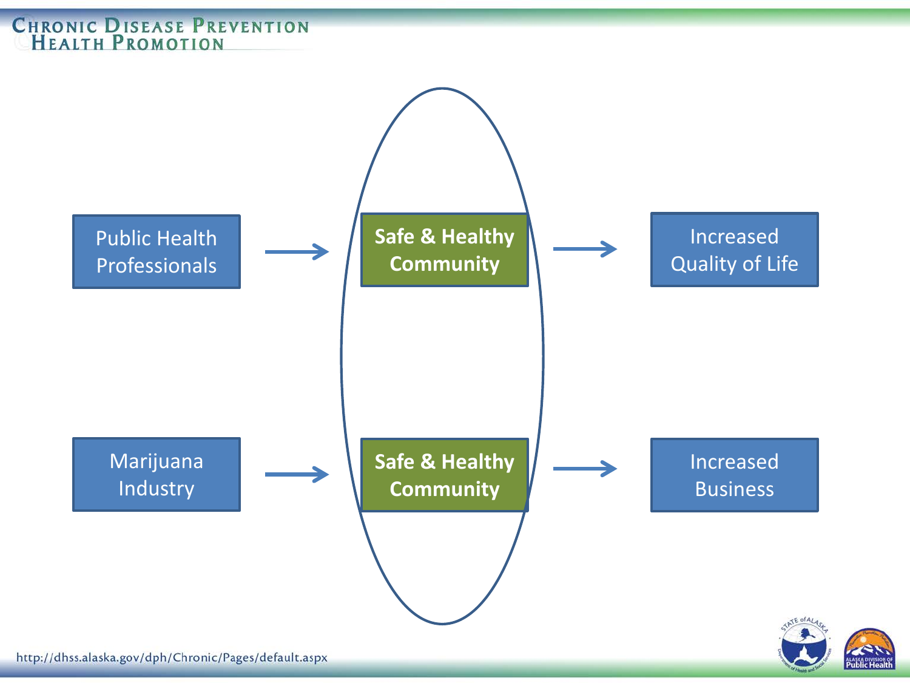Public Health Professionals → **Safe & Healthy Community** → Increased Quality of Life

Marijuana Industry → **Safe & Healthy Community** → Increased Business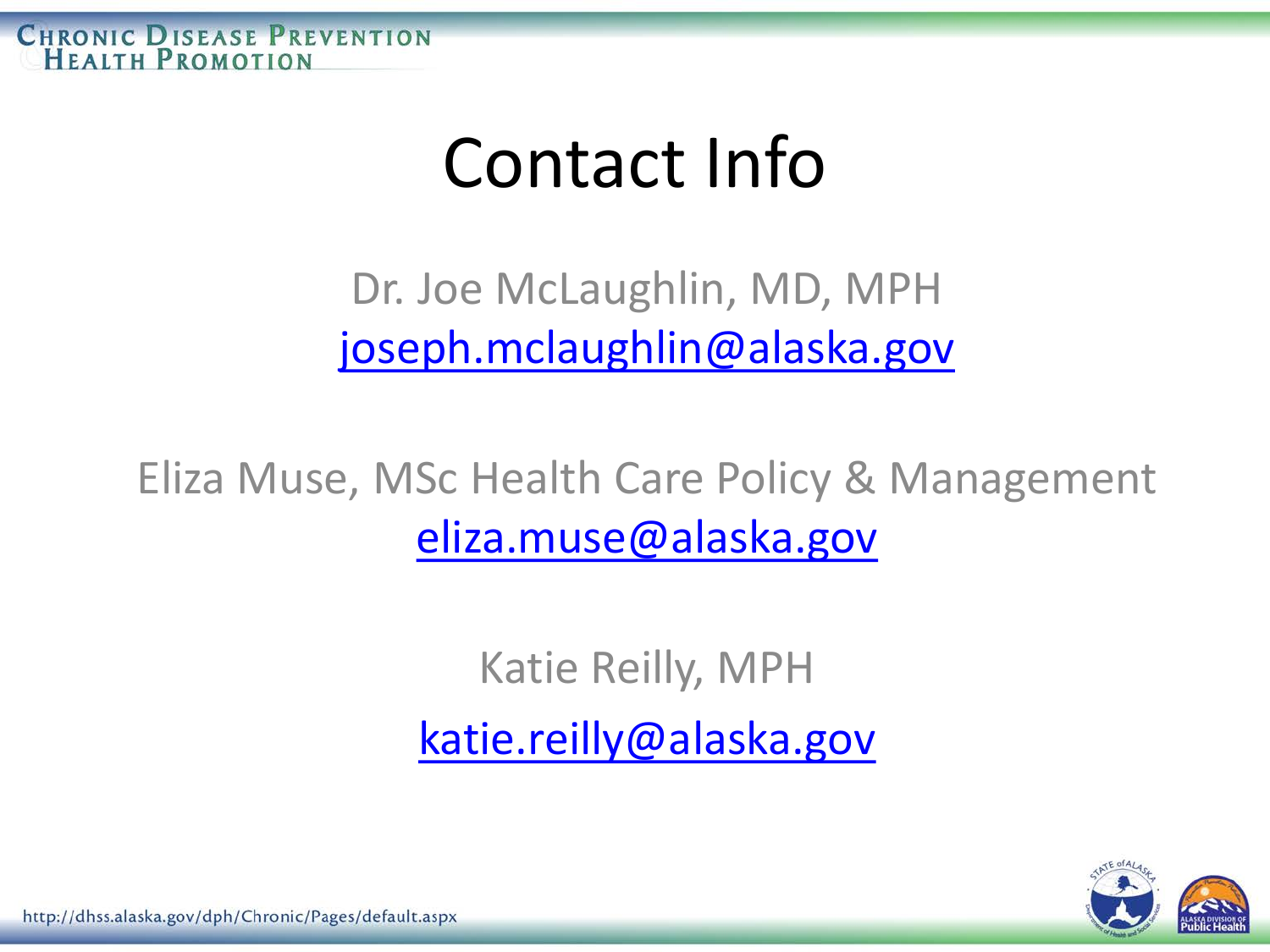# Contact Info

Dr. Joe McLaughlin, MD, MPH
joseph.mclaughlin@alaska.gov

Eliza Muse, MSc Health Care Policy & Management
eliza.muse@alaska.gov

Katie Reilly, MPH
katie.reilly@alaska.gov